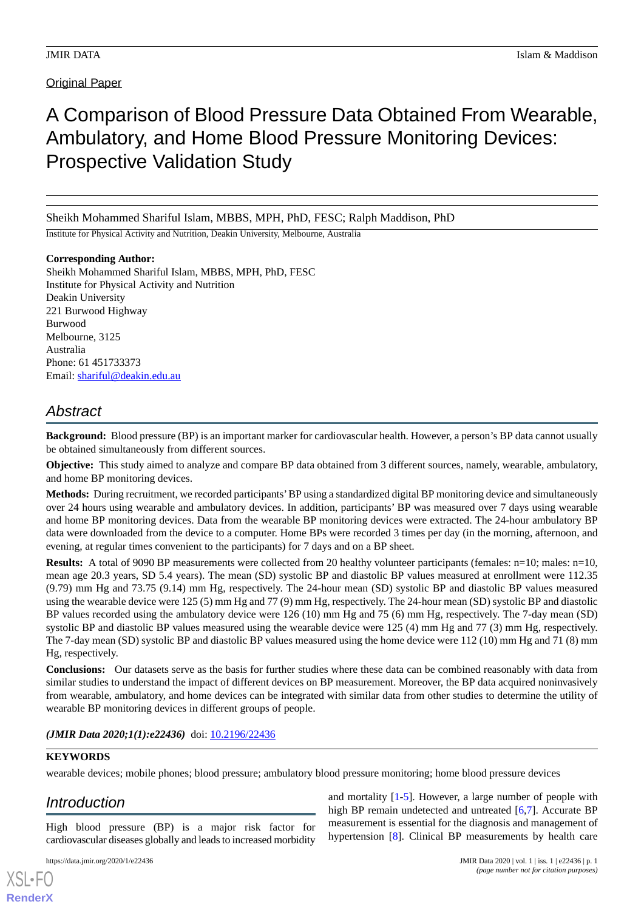Original Paper

# A Comparison of Blood Pressure Data Obtained From Wearable, Ambulatory, and Home Blood Pressure Monitoring Devices: Prospective Validation Study

Sheikh Mohammed Shariful Islam, MBBS, MPH, PhD, FESC; Ralph Maddison, PhD

Institute for Physical Activity and Nutrition, Deakin University, Melbourne, Australia

**Corresponding Author:**
Sheikh Mohammed Shariful Islam, MBBS, MPH, PhD, FESC
Institute for Physical Activity and Nutrition
Deakin University
221 Burwood Highway
Burwood
Melbourne, 3125
Australia
Phone: 61 451733373
Email: shariful@deakin.edu.au

## Abstract

**Background:** Blood pressure (BP) is an important marker for cardiovascular health. However, a person's BP data cannot usually be obtained simultaneously from different sources.

**Objective:** This study aimed to analyze and compare BP data obtained from 3 different sources, namely, wearable, ambulatory, and home BP monitoring devices.

**Methods:** During recruitment, we recorded participants' BP using a standardized digital BP monitoring device and simultaneously over 24 hours using wearable and ambulatory devices. In addition, participants' BP was measured over 7 days using wearable and home BP monitoring devices. Data from the wearable BP monitoring devices were extracted. The 24-hour ambulatory BP data were downloaded from the device to a computer. Home BPs were recorded 3 times per day (in the morning, afternoon, and evening, at regular times convenient to the participants) for 7 days and on a BP sheet.

**Results:** A total of 9090 BP measurements were collected from 20 healthy volunteer participants (females: n=10; males: n=10, mean age 20.3 years, SD 5.4 years). The mean (SD) systolic BP and diastolic BP values measured at enrollment were 112.35 (9.79) mm Hg and 73.75 (9.14) mm Hg, respectively. The 24-hour mean (SD) systolic BP and diastolic BP values measured using the wearable device were 125 (5) mm Hg and 77 (9) mm Hg, respectively. The 24-hour mean (SD) systolic BP and diastolic BP values recorded using the ambulatory device were 126 (10) mm Hg and 75 (6) mm Hg, respectively. The 7-day mean (SD) systolic BP and diastolic BP values measured using the wearable device were 125 (4) mm Hg and 77 (3) mm Hg, respectively. The 7-day mean (SD) systolic BP and diastolic BP values measured using the home device were 112 (10) mm Hg and 71 (8) mm Hg, respectively.

**Conclusions:** Our datasets serve as the basis for further studies where these data can be combined reasonably with data from similar studies to understand the impact of different devices on BP measurement. Moreover, the BP data acquired noninvasively from wearable, ambulatory, and home devices can be integrated with similar data from other studies to determine the utility of wearable BP monitoring devices in different groups of people.

***(JMIR Data 2020;1(1):e22436)*** doi: 10.2196/22436

**KEYWORDS**

wearable devices; mobile phones; blood pressure; ambulatory blood pressure monitoring; home blood pressure devices

## Introduction

High blood pressure (BP) is a major risk factor for cardiovascular diseases globally and leads to increased morbidity and mortality [1-5]. However, a large number of people with high BP remain undetected and untreated [6,7]. Accurate BP measurement is essential for the diagnosis and management of hypertension [8]. Clinical BP measurements by health care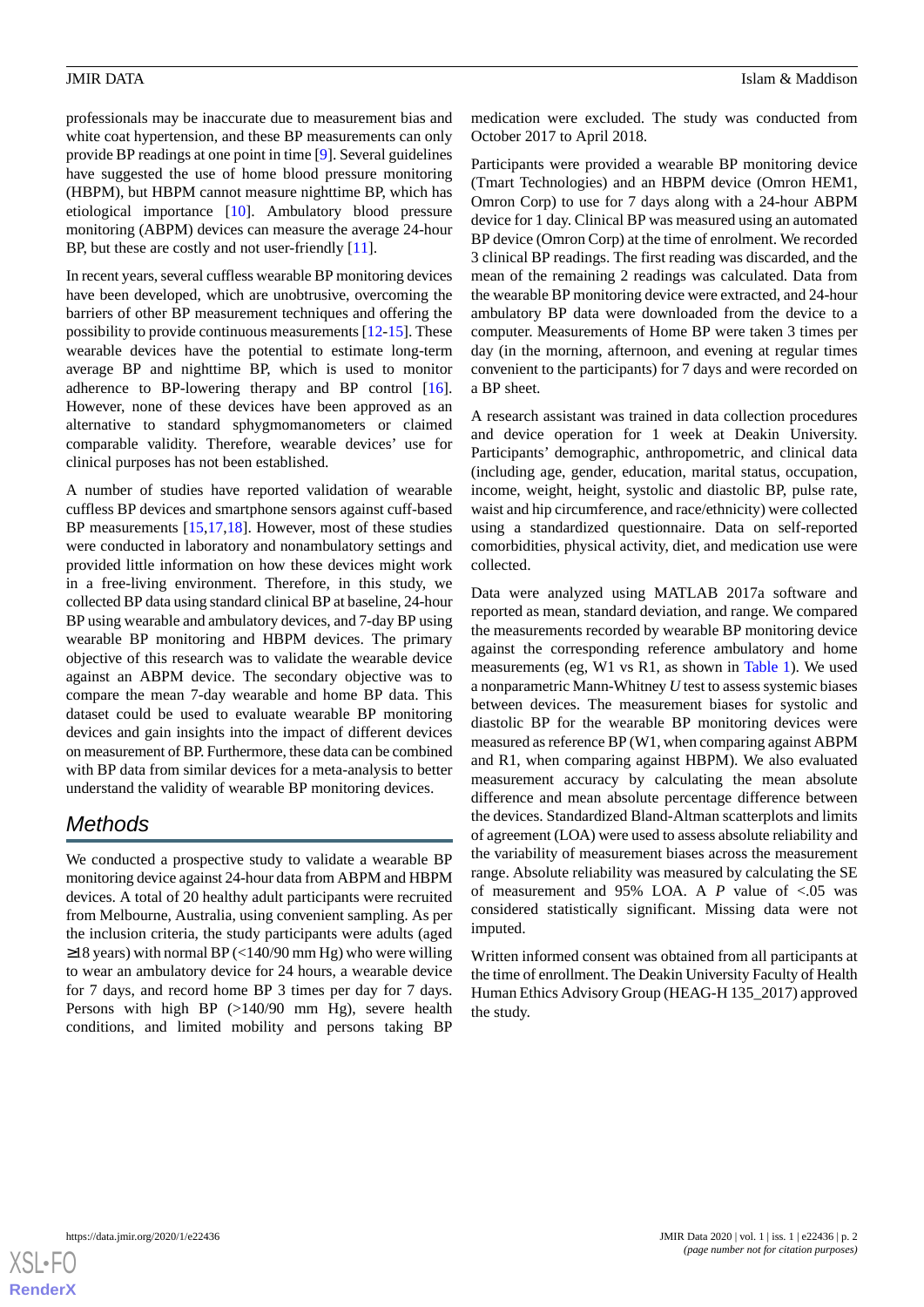professionals may be inaccurate due to measurement bias and white coat hypertension, and these BP measurements can only provide BP readings at one point in time [9]. Several guidelines have suggested the use of home blood pressure monitoring (HBPM), but HBPM cannot measure nighttime BP, which has etiological importance [10]. Ambulatory blood pressure monitoring (ABPM) devices can measure the average 24-hour BP, but these are costly and not user-friendly [11].

In recent years, several cuffless wearable BP monitoring devices have been developed, which are unobtrusive, overcoming the barriers of other BP measurement techniques and offering the possibility to provide continuous measurements [12-15]. These wearable devices have the potential to estimate long-term average BP and nighttime BP, which is used to monitor adherence to BP-lowering therapy and BP control [16]. However, none of these devices have been approved as an alternative to standard sphygmomanometers or claimed comparable validity. Therefore, wearable devices' use for clinical purposes has not been established.

A number of studies have reported validation of wearable cuffless BP devices and smartphone sensors against cuff-based BP measurements [15,17,18]. However, most of these studies were conducted in laboratory and nonambulatory settings and provided little information on how these devices might work in a free-living environment. Therefore, in this study, we collected BP data using standard clinical BP at baseline, 24-hour BP using wearable and ambulatory devices, and 7-day BP using wearable BP monitoring and HBPM devices. The primary objective of this research was to validate the wearable device against an ABPM device. The secondary objective was to compare the mean 7-day wearable and home BP data. This dataset could be used to evaluate wearable BP monitoring devices and gain insights into the impact of different devices on measurement of BP. Furthermore, these data can be combined with BP data from similar devices for a meta-analysis to better understand the validity of wearable BP monitoring devices.

## Methods

We conducted a prospective study to validate a wearable BP monitoring device against 24-hour data from ABPM and HBPM devices. A total of 20 healthy adult participants were recruited from Melbourne, Australia, using convenient sampling. As per the inclusion criteria, the study participants were adults (aged ≥18 years) with normal BP (<140/90 mm Hg) who were willing to wear an ambulatory device for 24 hours, a wearable device for 7 days, and record home BP 3 times per day for 7 days. Persons with high BP (>140/90 mm Hg), severe health conditions, and limited mobility and persons taking BP medication were excluded. The study was conducted from October 2017 to April 2018.

Participants were provided a wearable BP monitoring device (Tmart Technologies) and an HBPM device (Omron HEM1, Omron Corp) to use for 7 days along with a 24-hour ABPM device for 1 day. Clinical BP was measured using an automated BP device (Omron Corp) at the time of enrolment. We recorded 3 clinical BP readings. The first reading was discarded, and the mean of the remaining 2 readings was calculated. Data from the wearable BP monitoring device were extracted, and 24-hour ambulatory BP data were downloaded from the device to a computer. Measurements of Home BP were taken 3 times per day (in the morning, afternoon, and evening at regular times convenient to the participants) for 7 days and were recorded on a BP sheet.

A research assistant was trained in data collection procedures and device operation for 1 week at Deakin University. Participants' demographic, anthropometric, and clinical data (including age, gender, education, marital status, occupation, income, weight, height, systolic and diastolic BP, pulse rate, waist and hip circumference, and race/ethnicity) were collected using a standardized questionnaire. Data on self-reported comorbidities, physical activity, diet, and medication use were collected.

Data were analyzed using MATLAB 2017a software and reported as mean, standard deviation, and range. We compared the measurements recorded by wearable BP monitoring device against the corresponding reference ambulatory and home measurements (eg, W1 vs R1, as shown in Table 1). We used a nonparametric Mann-Whitney *U* test to assess systemic biases between devices. The measurement biases for systolic and diastolic BP for the wearable BP monitoring devices were measured as reference BP (W1, when comparing against ABPM and R1, when comparing against HBPM). We also evaluated measurement accuracy by calculating the mean absolute difference and mean absolute percentage difference between the devices. Standardized Bland-Altman scatterplots and limits of agreement (LOA) were used to assess absolute reliability and the variability of measurement biases across the measurement range. Absolute reliability was measured by calculating the SE of measurement and 95% LOA. A *P* value of <.05 was considered statistically significant. Missing data were not imputed.

Written informed consent was obtained from all participants at the time of enrollment. The Deakin University Faculty of Health Human Ethics Advisory Group (HEAG-H 135_2017) approved the study.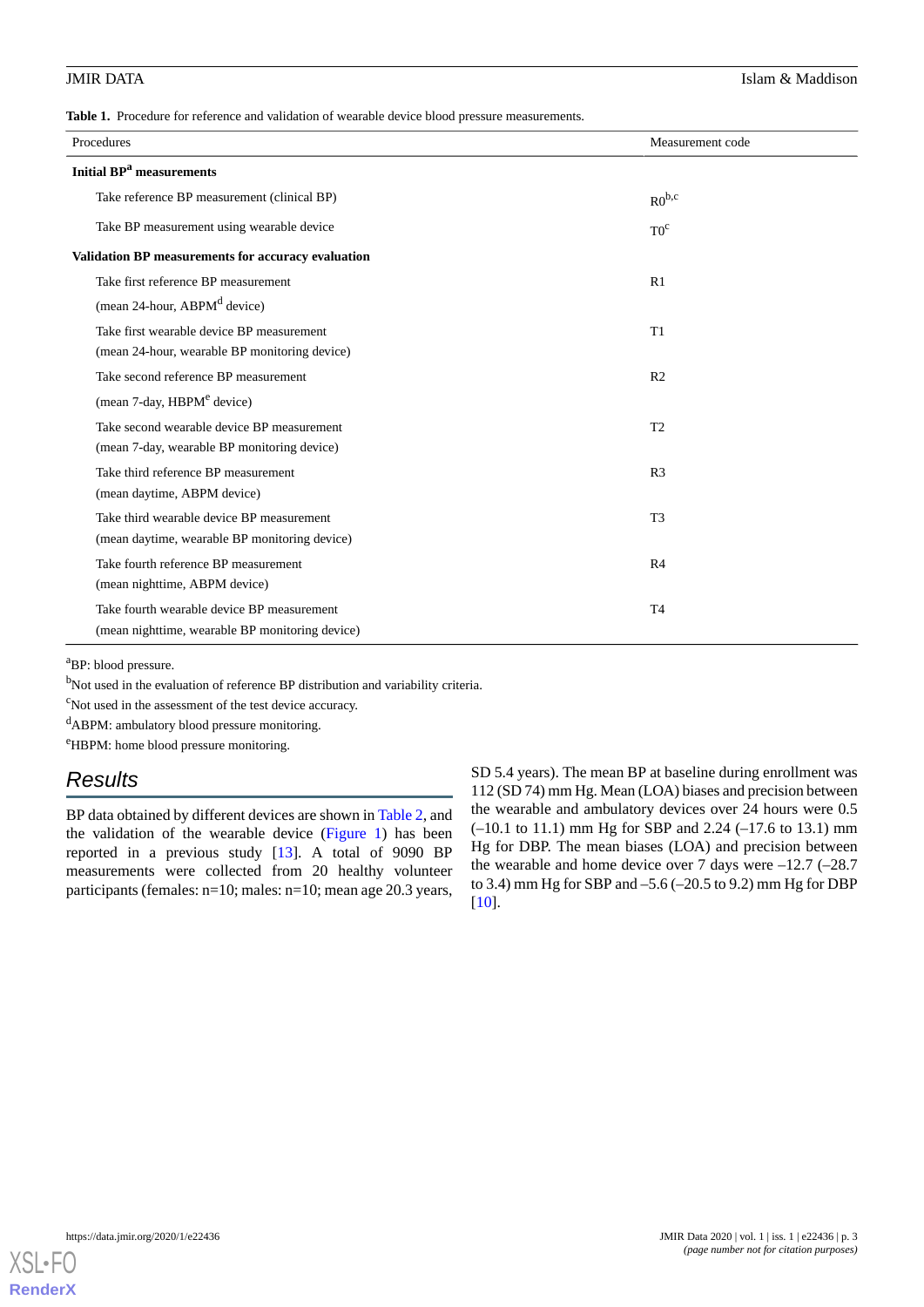**Table 1.** Procedure for reference and validation of wearable device blood pressure measurements.

| Procedures | Measurement code |
| --- | --- |
| **Initial BP[a] measurements** | |
| Take reference BP measurement (clinical BP) | R0[b,c] |
| Take BP measurement using wearable device | T0[c] |
| **Validation BP measurements for accuracy evaluation** | |
| Take first reference BP measurement (mean 24-hour, ABPM[d] device) | R1 |
| Take first wearable device BP measurement (mean 24-hour, wearable BP monitoring device) | T1 |
| Take second reference BP measurement (mean 7-day, HBPM[e] device) | R2 |
| Take second wearable device BP measurement (mean 7-day, wearable BP monitoring device) | T2 |
| Take third reference BP measurement (mean daytime, ABPM device) | R3 |
| Take third wearable device BP measurement (mean daytime, wearable BP monitoring device) | T3 |
| Take fourth reference BP measurement (mean nighttime, ABPM device) | R4 |
| Take fourth wearable device BP measurement (mean nighttime, wearable BP monitoring device) | T4 |

[a]BP: blood pressure.

[b]Not used in the evaluation of reference BP distribution and variability criteria.

[c]Not used in the assessment of the test device accuracy.

[d]ABPM: ambulatory blood pressure monitoring.

[e]HBPM: home blood pressure monitoring.

## Results

BP data obtained by different devices are shown in Table 2, and the validation of the wearable device (Figure 1) has been reported in a previous study [13]. A total of 9090 BP measurements were collected from 20 healthy volunteer participants (females: n=10; males: n=10; mean age 20.3 years, SD 5.4 years). The mean BP at baseline during enrollment was 112 (SD 74) mm Hg. Mean (LOA) biases and precision between the wearable and ambulatory devices over 24 hours were 0.5 (–10.1 to 11.1) mm Hg for SBP and 2.24 (–17.6 to 13.1) mm Hg for DBP. The mean biases (LOA) and precision between the wearable and home device over 7 days were –12.7 (–28.7 to 3.4) mm Hg for SBP and –5.6 (–20.5 to 9.2) mm Hg for DBP [10].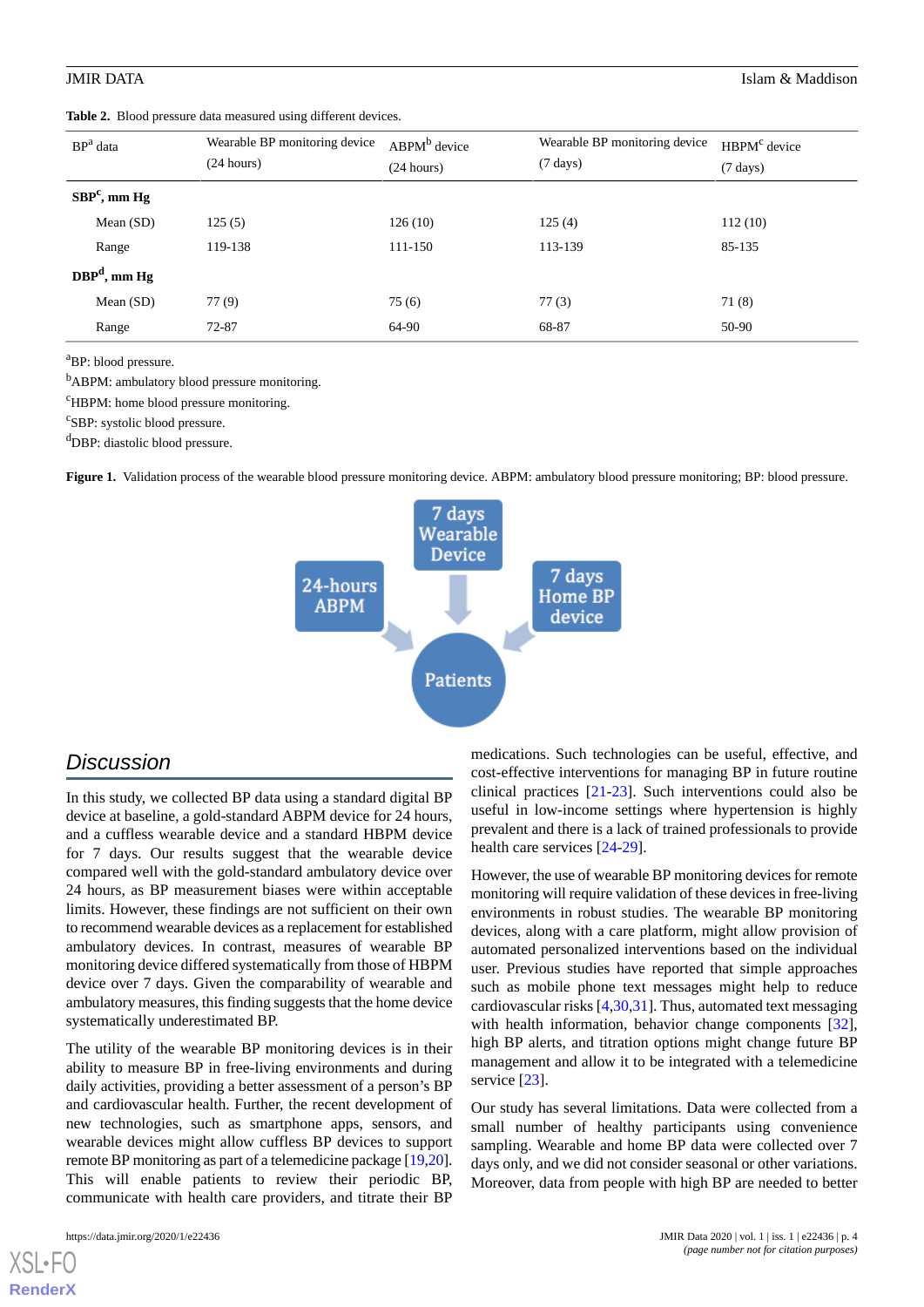**Table 2.** Blood pressure data measured using different devices.

| BP[a] data | Wearable BP monitoring device (24 hours) | ABPM[b] device (24 hours) | Wearable BP monitoring device (7 days) | HBPM[c] device (7 days) |
|---|---|---|---|---|
| **SBP[c], mm Hg** | | | | |
| Mean (SD) | 125 (5) | 126 (10) | 125 (4) | 112 (10) |
| Range | 119-138 | 111-150 | 113-139 | 85-135 |
| **DBP[d], mm Hg** | | | | |
| Mean (SD) | 77 (9) | 75 (6) | 77 (3) | 71 (8) |
| Range | 72-87 | 64-90 | 68-87 | 50-90 |

[a]BP: blood pressure.

[b]ABPM: ambulatory blood pressure monitoring.

[c]HBPM: home blood pressure monitoring.

[c]SBP: systolic blood pressure.

[d]DBP: diastolic blood pressure.

**Figure 1.** Validation process of the wearable blood pressure monitoring device. ABPM: ambulatory blood pressure monitoring; BP: blood pressure.

## Discussion

In this study, we collected BP data using a standard digital BP device at baseline, a gold-standard ABPM device for 24 hours, and a cuffless wearable device and a standard HBPM device for 7 days. Our results suggest that the wearable device compared well with the gold-standard ambulatory device over 24 hours, as BP measurement biases were within acceptable limits. However, these findings are not sufficient on their own to recommend wearable devices as a replacement for established ambulatory devices. In contrast, measures of wearable BP monitoring device differed systematically from those of HBPM device over 7 days. Given the comparability of wearable and ambulatory measures, this finding suggests that the home device systematically underestimated BP.

The utility of the wearable BP monitoring devices is in their ability to measure BP in free-living environments and during daily activities, providing a better assessment of a person's BP and cardiovascular health. Further, the recent development of new technologies, such as smartphone apps, sensors, and wearable devices might allow cuffless BP devices to support remote BP monitoring as part of a telemedicine package [19,20]. This will enable patients to review their periodic BP, communicate with health care providers, and titrate their BP medications. Such technologies can be useful, effective, and cost-effective interventions for managing BP in future routine clinical practices [21-23]. Such interventions could also be useful in low-income settings where hypertension is highly prevalent and there is a lack of trained professionals to provide health care services [24-29].

However, the use of wearable BP monitoring devices for remote monitoring will require validation of these devices in free-living environments in robust studies. The wearable BP monitoring devices, along with a care platform, might allow provision of automated personalized interventions based on the individual user. Previous studies have reported that simple approaches such as mobile phone text messages might help to reduce cardiovascular risks [4,30,31]. Thus, automated text messaging with health information, behavior change components [32], high BP alerts, and titration options might change future BP management and allow it to be integrated with a telemedicine service [23].

Our study has several limitations. Data were collected from a small number of healthy participants using convenience sampling. Wearable and home BP data were collected over 7 days only, and we did not consider seasonal or other variations. Moreover, data from people with high BP are needed to better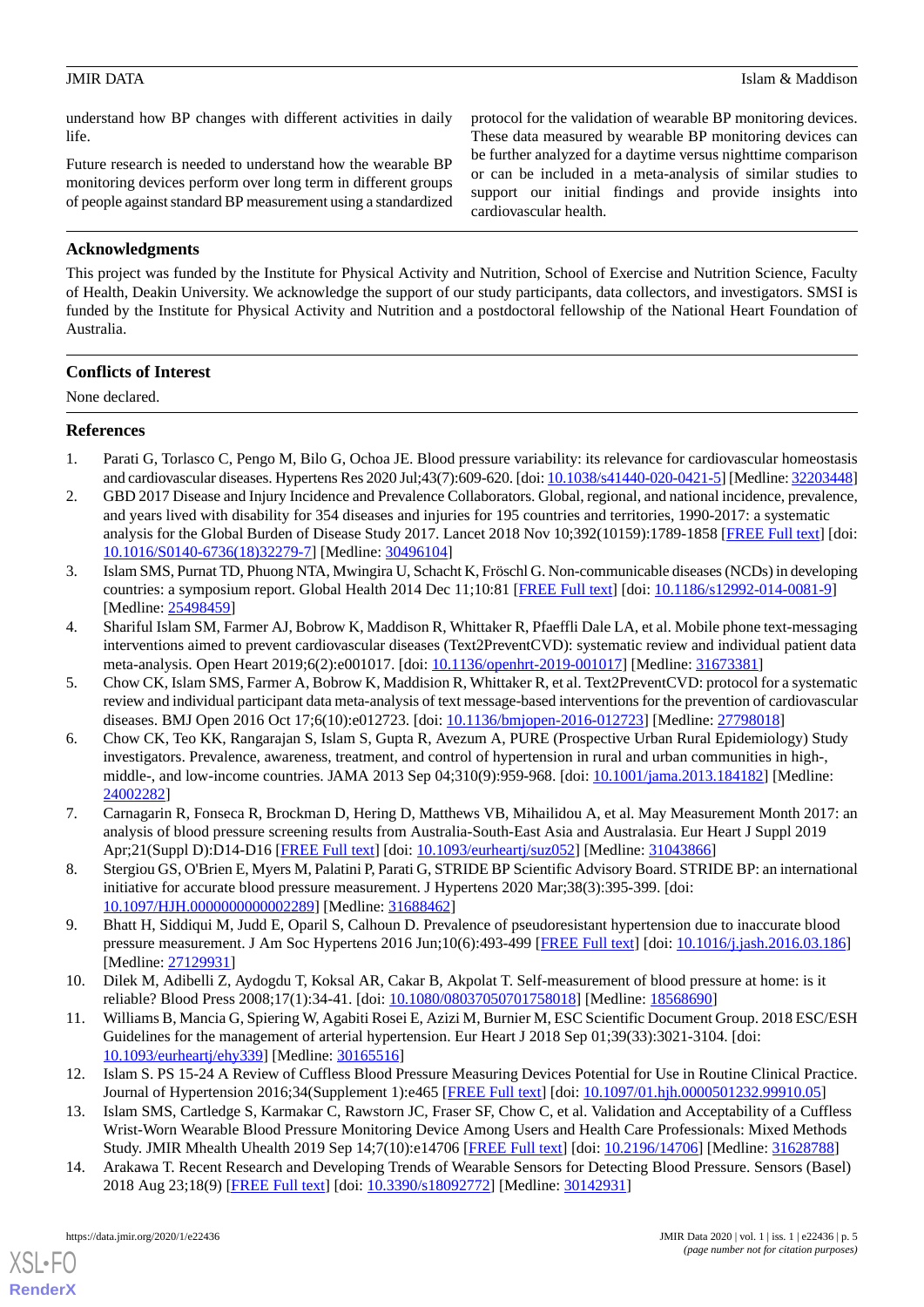understand how BP changes with different activities in daily life.

Future research is needed to understand how the wearable BP monitoring devices perform over long term in different groups of people against standard BP measurement using a standardized protocol for the validation of wearable BP monitoring devices. These data measured by wearable BP monitoring devices can be further analyzed for a daytime versus nighttime comparison or can be included in a meta-analysis of similar studies to support our initial findings and provide insights into cardiovascular health.

## Acknowledgments

This project was funded by the Institute for Physical Activity and Nutrition, School of Exercise and Nutrition Science, Faculty of Health, Deakin University. We acknowledge the support of our study participants, data collectors, and investigators. SMSI is funded by the Institute for Physical Activity and Nutrition and a postdoctoral fellowship of the National Heart Foundation of Australia.

## Conflicts of Interest

None declared.

## References

1. Parati G, Torlasco C, Pengo M, Bilo G, Ochoa JE. Blood pressure variability: its relevance for cardiovascular homeostasis and cardiovascular diseases. Hypertens Res 2020 Jul;43(7):609-620. [doi: 10.1038/s41440-020-0421-5] [Medline: 32203448]
2. GBD 2017 Disease and Injury Incidence and Prevalence Collaborators. Global, regional, and national incidence, prevalence, and years lived with disability for 354 diseases and injuries for 195 countries and territories, 1990-2017: a systematic analysis for the Global Burden of Disease Study 2017. Lancet 2018 Nov 10;392(10159):1789-1858 [FREE Full text] [doi: 10.1016/S0140-6736(18)32279-7] [Medline: 30496104]
3. Islam SMS, Purnat TD, Phuong NTA, Mwingira U, Schacht K, Fröschl G. Non-communicable diseases (NCDs) in developing countries: a symposium report. Global Health 2014 Dec 11;10:81 [FREE Full text] [doi: 10.1186/s12992-014-0081-9] [Medline: 25498459]
4. Shariful Islam SM, Farmer AJ, Bobrow K, Maddison R, Whittaker R, Pfaeffli Dale LA, et al. Mobile phone text-messaging interventions aimed to prevent cardiovascular diseases (Text2PreventCVD): systematic review and individual patient data meta-analysis. Open Heart 2019;6(2):e001017. [doi: 10.1136/openhrt-2019-001017] [Medline: 31673381]
5. Chow CK, Islam SMS, Farmer A, Bobrow K, Maddision R, Whittaker R, et al. Text2PreventCVD: protocol for a systematic review and individual participant data meta-analysis of text message-based interventions for the prevention of cardiovascular diseases. BMJ Open 2016 Oct 17;6(10):e012723. [doi: 10.1136/bmjopen-2016-012723] [Medline: 27798018]
6. Chow CK, Teo KK, Rangarajan S, Islam S, Gupta R, Avezum A, PURE (Prospective Urban Rural Epidemiology) Study investigators. Prevalence, awareness, treatment, and control of hypertension in rural and urban communities in high-, middle-, and low-income countries. JAMA 2013 Sep 04;310(9):959-968. [doi: 10.1001/jama.2013.184182] [Medline: 24002282]
7. Carnagarin R, Fonseca R, Brockman D, Hering D, Matthews VB, Mihailidou A, et al. May Measurement Month 2017: an analysis of blood pressure screening results from Australia-South-East Asia and Australasia. Eur Heart J Suppl 2019 Apr;21(Suppl D):D14-D16 [FREE Full text] [doi: 10.1093/eurheartj/suz052] [Medline: 31043866]
8. Stergiou GS, O'Brien E, Myers M, Palatini P, Parati G, STRIDE BP Scientific Advisory Board. STRIDE BP: an international initiative for accurate blood pressure measurement. J Hypertens 2020 Mar;38(3):395-399. [doi: 10.1097/HJH.0000000000002289] [Medline: 31688462]
9. Bhatt H, Siddiqui M, Judd E, Oparil S, Calhoun D. Prevalence of pseudoresistant hypertension due to inaccurate blood pressure measurement. J Am Soc Hypertens 2016 Jun;10(6):493-499 [FREE Full text] [doi: 10.1016/j.jash.2016.03.186] [Medline: 27129931]
10. Dilek M, Adibelli Z, Aydogdu T, Koksal AR, Cakar B, Akpolat T. Self-measurement of blood pressure at home: is it reliable? Blood Press 2008;17(1):34-41. [doi: 10.1080/08037050701758018] [Medline: 18568690]
11. Williams B, Mancia G, Spiering W, Agabiti Rosei E, Azizi M, Burnier M, ESC Scientific Document Group. 2018 ESC/ESH Guidelines for the management of arterial hypertension. Eur Heart J 2018 Sep 01;39(33):3021-3104. [doi: 10.1093/eurheartj/ehy339] [Medline: 30165516]
12. Islam S. PS 15-24 A Review of Cuffless Blood Pressure Measuring Devices Potential for Use in Routine Clinical Practice. Journal of Hypertension 2016;34(Supplement 1):e465 [FREE Full text] [doi: 10.1097/01.hjh.0000501232.99910.05]
13. Islam SMS, Cartledge S, Karmakar C, Rawstorn JC, Fraser SF, Chow C, et al. Validation and Acceptability of a Cuffless Wrist-Worn Wearable Blood Pressure Monitoring Device Among Users and Health Care Professionals: Mixed Methods Study. JMIR Mhealth Uhealth 2019 Sep 14;7(10):e14706 [FREE Full text] [doi: 10.2196/14706] [Medline: 31628788]
14. Arakawa T. Recent Research and Developing Trends of Wearable Sensors for Detecting Blood Pressure. Sensors (Basel) 2018 Aug 23;18(9) [FREE Full text] [doi: 10.3390/s18092772] [Medline: 30142931]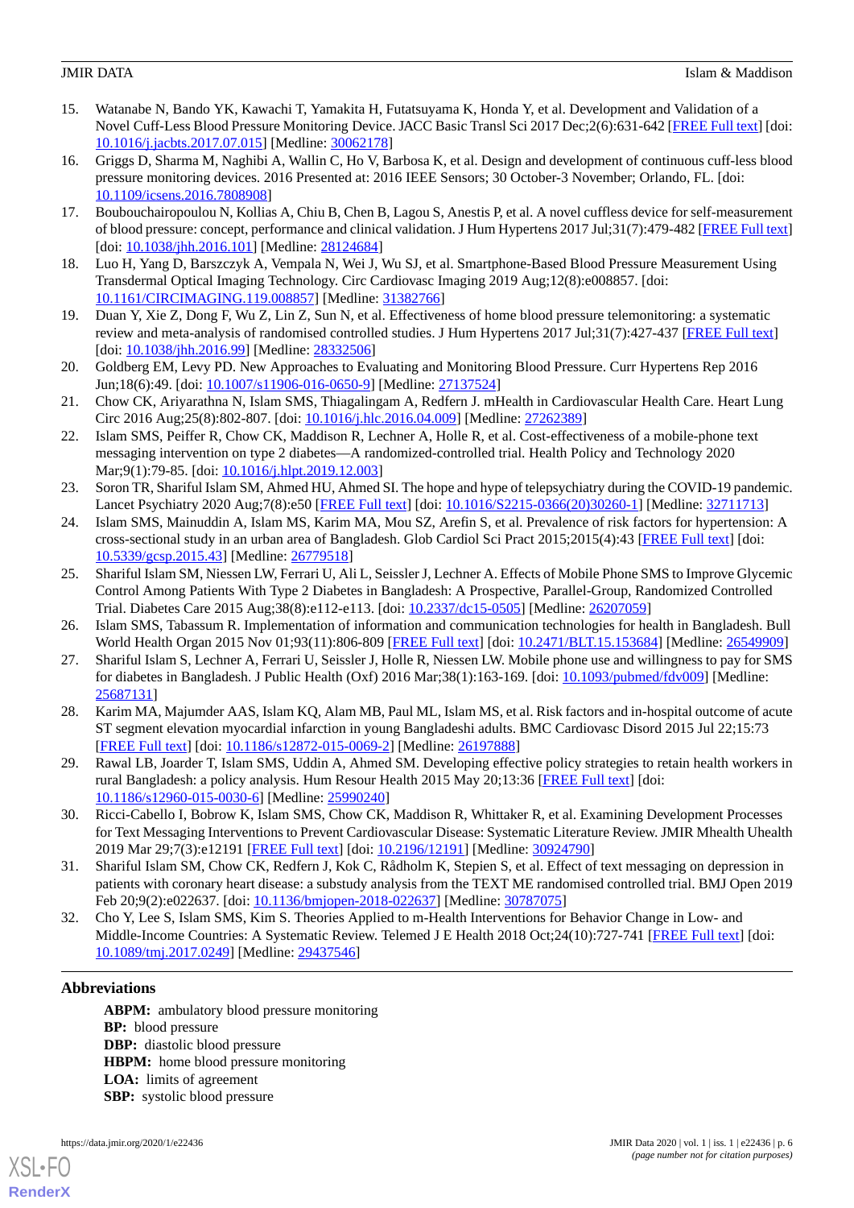15. Watanabe N, Bando YK, Kawachi T, Yamakita H, Futatsuyama K, Honda Y, et al. Development and Validation of a Novel Cuff-Less Blood Pressure Monitoring Device. JACC Basic Transl Sci 2017 Dec;2(6):631-642 [FREE Full text] [doi: 10.1016/j.jacbts.2017.07.015] [Medline: 30062178]
16. Griggs D, Sharma M, Naghibi A, Wallin C, Ho V, Barbosa K, et al. Design and development of continuous cuff-less blood pressure monitoring devices. 2016 Presented at: 2016 IEEE Sensors; 30 October-3 November; Orlando, FL. [doi: 10.1109/icsens.2016.7808908]
17. Boubouchairopoulou N, Kollias A, Chiu B, Chen B, Lagou S, Anestis P, et al. A novel cuffless device for self-measurement of blood pressure: concept, performance and clinical validation. J Hum Hypertens 2017 Jul;31(7):479-482 [FREE Full text] [doi: 10.1038/jhh.2016.101] [Medline: 28124684]
18. Luo H, Yang D, Barszczyk A, Vempala N, Wei J, Wu SJ, et al. Smartphone-Based Blood Pressure Measurement Using Transdermal Optical Imaging Technology. Circ Cardiovasc Imaging 2019 Aug;12(8):e008857. [doi: 10.1161/CIRCIMAGING.119.008857] [Medline: 31382766]
19. Duan Y, Xie Z, Dong F, Wu Z, Lin Z, Sun N, et al. Effectiveness of home blood pressure telemonitoring: a systematic review and meta-analysis of randomised controlled studies. J Hum Hypertens 2017 Jul;31(7):427-437 [FREE Full text] [doi: 10.1038/jhh.2016.99] [Medline: 28332506]
20. Goldberg EM, Levy PD. New Approaches to Evaluating and Monitoring Blood Pressure. Curr Hypertens Rep 2016 Jun;18(6):49. [doi: 10.1007/s11906-016-0650-9] [Medline: 27137524]
21. Chow CK, Ariyarathna N, Islam SMS, Thiagalingam A, Redfern J. mHealth in Cardiovascular Health Care. Heart Lung Circ 2016 Aug;25(8):802-807. [doi: 10.1016/j.hlc.2016.04.009] [Medline: 27262389]
22. Islam SMS, Peiffer R, Chow CK, Maddison R, Lechner A, Holle R, et al. Cost-effectiveness of a mobile-phone text messaging intervention on type 2 diabetes—A randomized-controlled trial. Health Policy and Technology 2020 Mar;9(1):79-85. [doi: 10.1016/j.hlpt.2019.12.003]
23. Soron TR, Shariful Islam SM, Ahmed HU, Ahmed SI. The hope and hype of telepsychiatry during the COVID-19 pandemic. Lancet Psychiatry 2020 Aug;7(8):e50 [FREE Full text] [doi: 10.1016/S2215-0366(20)30260-1] [Medline: 32711713]
24. Islam SMS, Mainuddin A, Islam MS, Karim MA, Mou SZ, Arefin S, et al. Prevalence of risk factors for hypertension: A cross-sectional study in an urban area of Bangladesh. Glob Cardiol Sci Pract 2015;2015(4):43 [FREE Full text] [doi: 10.5339/gcsp.2015.43] [Medline: 26779518]
25. Shariful Islam SM, Niessen LW, Ferrari U, Ali L, Seissler J, Lechner A. Effects of Mobile Phone SMS to Improve Glycemic Control Among Patients With Type 2 Diabetes in Bangladesh: A Prospective, Parallel-Group, Randomized Controlled Trial. Diabetes Care 2015 Aug;38(8):e112-e113. [doi: 10.2337/dc15-0505] [Medline: 26207059]
26. Islam SMS, Tabassum R. Implementation of information and communication technologies for health in Bangladesh. Bull World Health Organ 2015 Nov 01;93(11):806-809 [FREE Full text] [doi: 10.2471/BLT.15.153684] [Medline: 26549909]
27. Shariful Islam S, Lechner A, Ferrari U, Seissler J, Holle R, Niessen LW. Mobile phone use and willingness to pay for SMS for diabetes in Bangladesh. J Public Health (Oxf) 2016 Mar;38(1):163-169. [doi: 10.1093/pubmed/fdv009] [Medline: 25687131]
28. Karim MA, Majumder AAS, Islam KQ, Alam MB, Paul ML, Islam MS, et al. Risk factors and in-hospital outcome of acute ST segment elevation myocardial infarction in young Bangladeshi adults. BMC Cardiovasc Disord 2015 Jul 22;15:73 [FREE Full text] [doi: 10.1186/s12872-015-0069-2] [Medline: 26197888]
29. Rawal LB, Joarder T, Islam SMS, Uddin A, Ahmed SM. Developing effective policy strategies to retain health workers in rural Bangladesh: a policy analysis. Hum Resour Health 2015 May 20;13:36 [FREE Full text] [doi: 10.1186/s12960-015-0030-6] [Medline: 25990240]
30. Ricci-Cabello I, Bobrow K, Islam SMS, Chow CK, Maddison R, Whittaker R, et al. Examining Development Processes for Text Messaging Interventions to Prevent Cardiovascular Disease: Systematic Literature Review. JMIR Mhealth Uhealth 2019 Mar 29;7(3):e12191 [FREE Full text] [doi: 10.2196/12191] [Medline: 30924790]
31. Shariful Islam SM, Chow CK, Redfern J, Kok C, Rådholm K, Stepien S, et al. Effect of text messaging on depression in patients with coronary heart disease: a substudy analysis from the TEXT ME randomised controlled trial. BMJ Open 2019 Feb 20;9(2):e022637. [doi: 10.1136/bmjopen-2018-022637] [Medline: 30787075]
32. Cho Y, Lee S, Islam SMS, Kim S. Theories Applied to m-Health Interventions for Behavior Change in Low- and Middle-Income Countries: A Systematic Review. Telemed J E Health 2018 Oct;24(10):727-741 [FREE Full text] [doi: 10.1089/tmj.2017.0249] [Medline: 29437546]

## Abbreviations

**ABPM:** ambulatory blood pressure monitoring
**BP:** blood pressure
**DBP:** diastolic blood pressure
**HBPM:** home blood pressure monitoring
**LOA:** limits of agreement
**SBP:** systolic blood pressure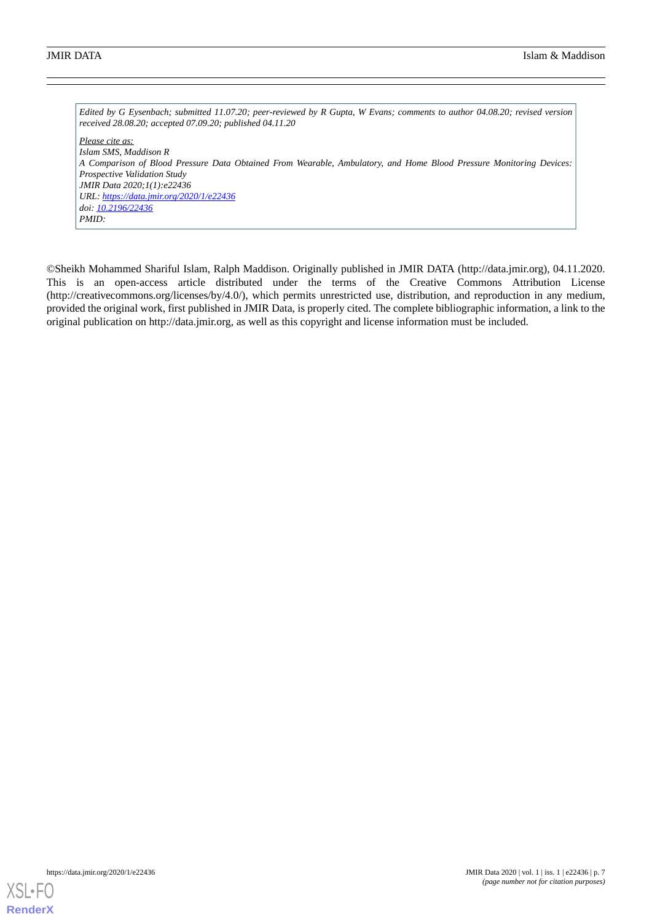*Edited by G Eysenbach; submitted 11.07.20; peer-reviewed by R Gupta, W Evans; comments to author 04.08.20; revised version received 28.08.20; accepted 07.09.20; published 04.11.20*

*Please cite as:*
*Islam SMS, Maddison R*
*A Comparison of Blood Pressure Data Obtained From Wearable, Ambulatory, and Home Blood Pressure Monitoring Devices: Prospective Validation Study*
*JMIR Data 2020;1(1):e22436*
*URL: https://data.jmir.org/2020/1/e22436*
*doi: 10.2196/22436*
*PMID:*

©Sheikh Mohammed Shariful Islam, Ralph Maddison. Originally published in JMIR DATA (http://data.jmir.org), 04.11.2020. This is an open-access article distributed under the terms of the Creative Commons Attribution License (http://creativecommons.org/licenses/by/4.0/), which permits unrestricted use, distribution, and reproduction in any medium, provided the original work, first published in JMIR Data, is properly cited. The complete bibliographic information, a link to the original publication on http://data.jmir.org, as well as this copyright and license information must be included.